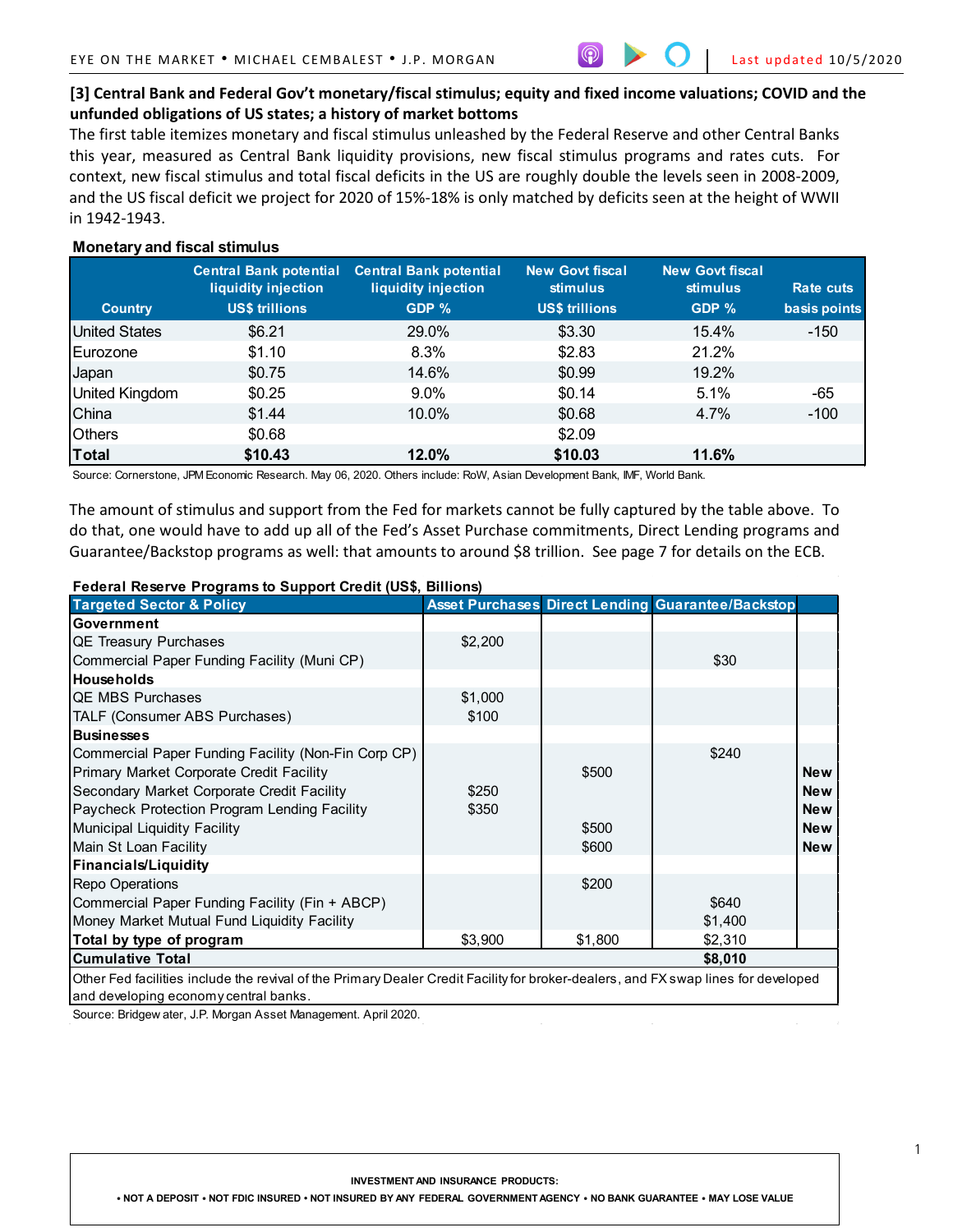## [3] Central Bank and Federal Gov't monetary/fiscal stimulus; equity and fixed income valuations; COVID and the unfunded obligations of US states; a history of market bottoms

The first table itemizes monetary and fiscal stimulus unleashed by the Federal Reserve and other Central Banks this year, measured as Central Bank liquidity provisions, new fiscal stimulus programs and rates cuts. For context, new fiscal stimulus and total fiscal deficits in the US are roughly double the levels seen in 2008-2009, and the US fiscal deficit we project for 2020 of 15%-18% is only matched by deficits seen at the height of WWII in 1942-1943.

**Monetary and fiscal stimulus**

| Country | Central Bank potential liquidity injection US$ trillions | Central Bank potential liquidity injection GDP % | New Govt fiscal stimulus US$ trillions | New Govt fiscal stimulus GDP % | Rate cuts basis points |
|---|---|---|---|---|---|
| United States | $6.21 | 29.0% | $3.30 | 15.4% | -150 |
| Eurozone | $1.10 | 8.3% | $2.83 | 21.2% | |
| Japan | $0.75 | 14.6% | $0.99 | 19.2% | |
| United Kingdom | $0.25 | 9.0% | $0.14 | 5.1% | -65 |
| China | $1.44 | 10.0% | $0.68 | 4.7% | -100 |
| Others | $0.68 | | $2.09 | | |
| **Total** | **$10.43** | **12.0%** | **$10.03** | **11.6%** | |

Source: Cornerstone, JPM Economic Research. May 06, 2020. Others include: RoW, Asian Development Bank, IMF, World Bank.

The amount of stimulus and support from the Fed for markets cannot be fully captured by the table above. To do that, one would have to add up all of the Fed's Asset Purchase commitments, Direct Lending programs and Guarantee/Backstop programs as well: that amounts to around $8 trillion. See page 7 for details on the ECB.

**Federal Reserve Programs to Support Credit (US$, Billions)**

| Targeted Sector & Policy | Asset Purchases | Direct Lending | Guarantee/Backstop | |
|---|---|---|---|---|
| **Government** | | | | |
| QE Treasury Purchases | $2,200 | | | |
| Commercial Paper Funding Facility (Muni CP) | | | $30 | |
| **Households** | | | | |
| QE MBS Purchases | $1,000 | | | |
| TALF (Consumer ABS Purchases) | $100 | | | |
| **Businesses** | | | | |
| Commercial Paper Funding Facility (Non-Fin Corp CP) | | | $240 | |
| Primary Market Corporate Credit Facility | | $500 | | **New** |
| Secondary Market Corporate Credit Facility | $250 | | | **New** |
| Paycheck Protection Program Lending Facility | $350 | | | **New** |
| Municipal Liquidity Facility | | $500 | | **New** |
| Main St Loan Facility | | $600 | | **New** |
| **Financials/Liquidity** | | | | |
| Repo Operations | | $200 | | |
| Commercial Paper Funding Facility (Fin + ABCP) | | | $640 | |
| Money Market Mutual Fund Liquidity Facility | | | $1,400 | |
| **Total by type of program** | $3,900 | $1,800 | $2,310 | |
| **Cumulative Total** | | | **$8,010** | |

Other Fed facilities include the revival of the Primary Dealer Credit Facility for broker-dealers, and FX swap lines for developed and developing economy central banks.

Source: Bridgewater, J.P. Morgan Asset Management. April 2020.

INVESTMENT AND INSURANCE PRODUCTS:
• NOT A DEPOSIT • NOT FDIC INSURED • NOT INSURED BY ANY FEDERAL GOVERNMENT AGENCY • NO BANK GUARANTEE • MAY LOSE VALUE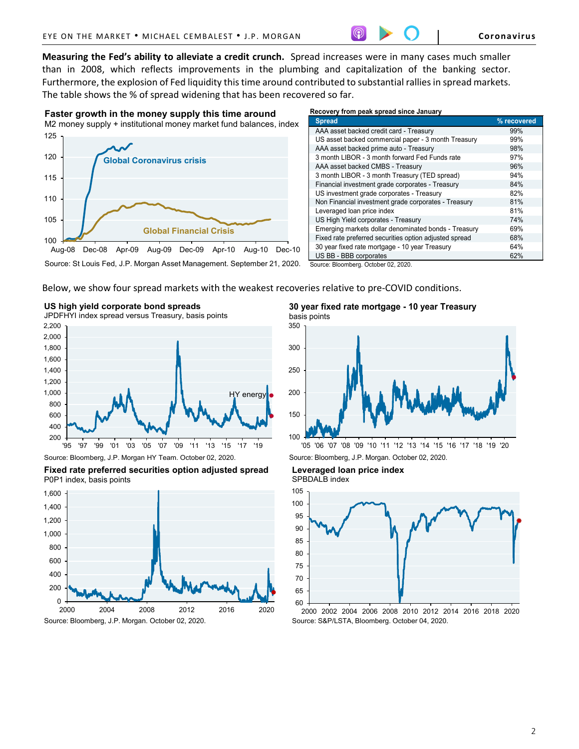**Measuring the Fed's ability to alleviate a credit crunch.** Spread increases were in many cases much smaller than in 2008, which reflects improvements in the plumbing and capitalization of the banking sector. Furthermore, the explosion of Fed liquidity this time around contributed to substantial rallies in spread markets. The table shows the % of spread widening that has been recovered so far.

**Faster growth in the money supply this time around**
M2 money supply + institutional money market fund balances, index

Source: St Louis Fed, J.P. Morgan Asset Management. September 21, 2020.

**Recovery from peak spread since January**

| Spread | % recovered |
| --- | --- |
| AAA asset backed credit card - Treasury | 99% |
| US asset backed commercial paper - 3 month Treasury | 99% |
| AAA asset backed prime auto - Treasury | 98% |
| 3 month LIBOR - 3 month forward Fed Funds rate | 97% |
| AAA asset backed CMBS - Treasury | 96% |
| 3 month LIBOR - 3 month Treasury (TED spread) | 94% |
| Financial investment grade corporates - Treasury | 84% |
| US investment grade corporates - Treasury | 82% |
| Non Financial investment grade corporates - Treasury | 81% |
| Leveraged loan price index | 81% |
| US High Yield corporates - Treasury | 74% |
| Emerging markets dollar denominated bonds - Treasury | 69% |
| Fixed rate preferred securities option adjusted spread | 68% |
| 30 year fixed rate mortgage - 10 year Treasury | 64% |
| US BB - BBB corporates | 62% |

Source: Bloomberg. October 02, 2020.

Below, we show four spread markets with the weakest recoveries relative to pre-COVID conditions.

**US high yield corporate bond spreads**
JPDFHYI index spread versus Treasury, basis points

Source: Bloomberg, J.P. Morgan HY Team. October 02, 2020.

**30 year fixed rate mortgage - 10 year Treasury**
basis points

Source: Bloomberg, J.P. Morgan. October 02, 2020.

**Fixed rate preferred securities option adjusted spread**
P0P1 index, basis points

Source: Bloomberg, J.P. Morgan. October 02, 2020.

**Leveraged loan price index**
SPBDALB index

Source: S&P/LSTA, Bloomberg. October 04, 2020.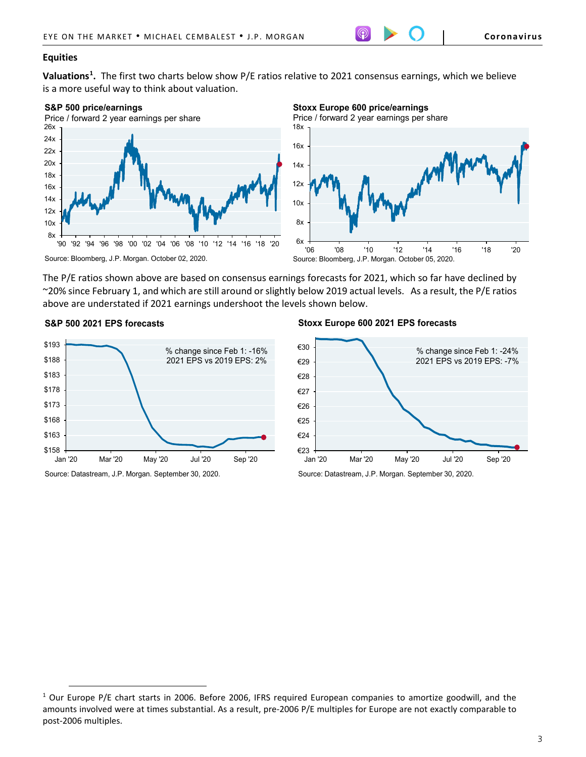## Equities

**Valuations[1].** The first two charts below show P/E ratios relative to 2021 consensus earnings, which we believe is a more useful way to think about valuation.

**S&P 500 price/earnings**
Price / forward 2 year earnings per share

Source: Bloomberg, J.P. Morgan. October 02, 2020.

**Stoxx Europe 600 price/earnings**
Price / forward 2 year earnings per share

Source: Bloomberg, J.P. Morgan. October 05, 2020.

The P/E ratios shown above are based on consensus earnings forecasts for 2021, which so far have declined by ~20% since February 1, and which are still around or slightly below 2019 actual levels. As a result, the P/E ratios above are understated if 2021 earnings undershoot the levels shown below.

**S&P 500 2021 EPS forecasts**

% change since Feb 1: -16%
2021 EPS vs 2019 EPS: 2%

Source: Datastream, J.P. Morgan. September 30, 2020.

**Stoxx Europe 600 2021 EPS forecasts**

% change since Feb 1: -24%
2021 EPS vs 2019 EPS: -7%

Source: Datastream, J.P. Morgan. September 30, 2020.

---

[1] Our Europe P/E chart starts in 2006. Before 2006, IFRS required European companies to amortize goodwill, and the amounts involved were at times substantial. As a result, pre-2006 P/E multiples for Europe are not exactly comparable to post-2006 multiples.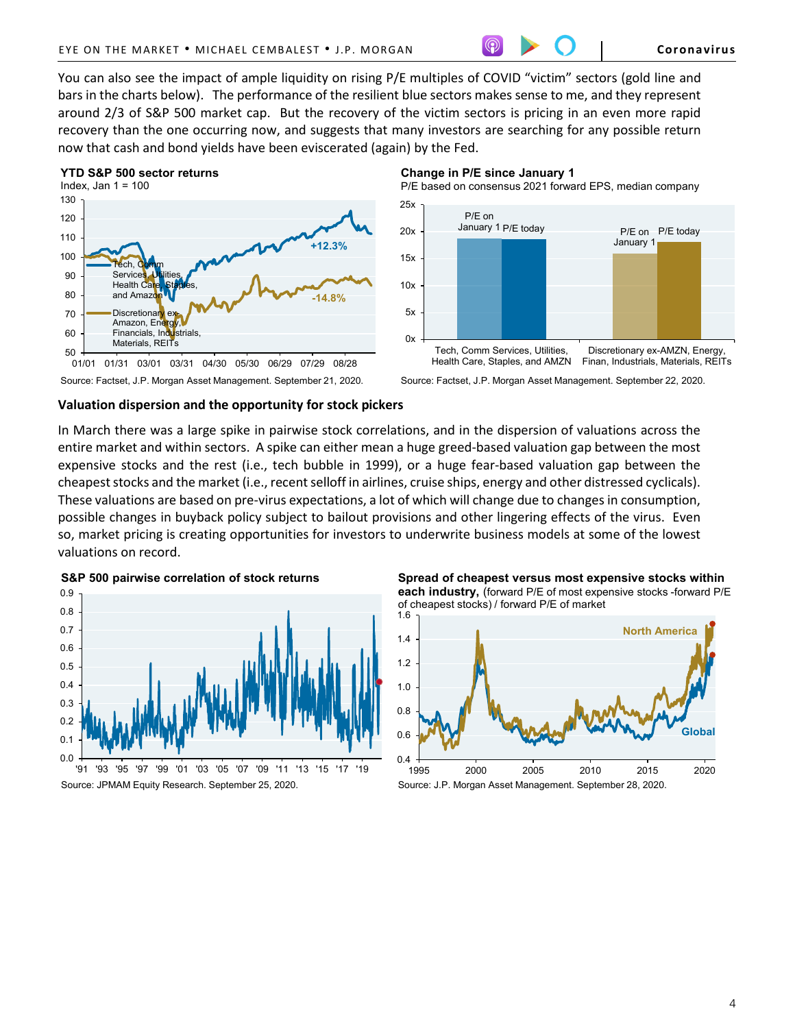You can also see the impact of ample liquidity on rising P/E multiples of COVID "victim" sectors (gold line and bars in the charts below). The performance of the resilient blue sectors makes sense to me, and they represent around 2/3 of S&P 500 market cap. But the recovery of the victim sectors is pricing in an even more rapid recovery than the one occurring now, and suggests that many investors are searching for any possible return now that cash and bond yields have been eviscerated (again) by the Fed.

**YTD S&P 500 sector returns**
Index, Jan 1 = 100

Source: Factset, J.P. Morgan Asset Management. September 21, 2020.

**Change in P/E since January 1**
P/E based on consensus 2021 forward EPS, median company

Source: Factset, J.P. Morgan Asset Management. September 22, 2020.

### Valuation dispersion and the opportunity for stock pickers

In March there was a large spike in pairwise stock correlations, and in the dispersion of valuations across the entire market and within sectors. A spike can either mean a huge greed-based valuation gap between the most expensive stocks and the rest (i.e., tech bubble in 1999), or a huge fear-based valuation gap between the cheapest stocks and the market (i.e., recent selloff in airlines, cruise ships, energy and other distressed cyclicals). These valuations are based on pre-virus expectations, a lot of which will change due to changes in consumption, possible changes in buyback policy subject to bailout provisions and other lingering effects of the virus. Even so, market pricing is creating opportunities for investors to underwrite business models at some of the lowest valuations on record.

**S&P 500 pairwise correlation of stock returns**

Source: JPMAM Equity Research. September 25, 2020.

**Spread of cheapest versus most expensive stocks within each industry,** (forward P/E of most expensive stocks -forward P/E of cheapest stocks) / forward P/E of market

Source: J.P. Morgan Asset Management. September 28, 2020.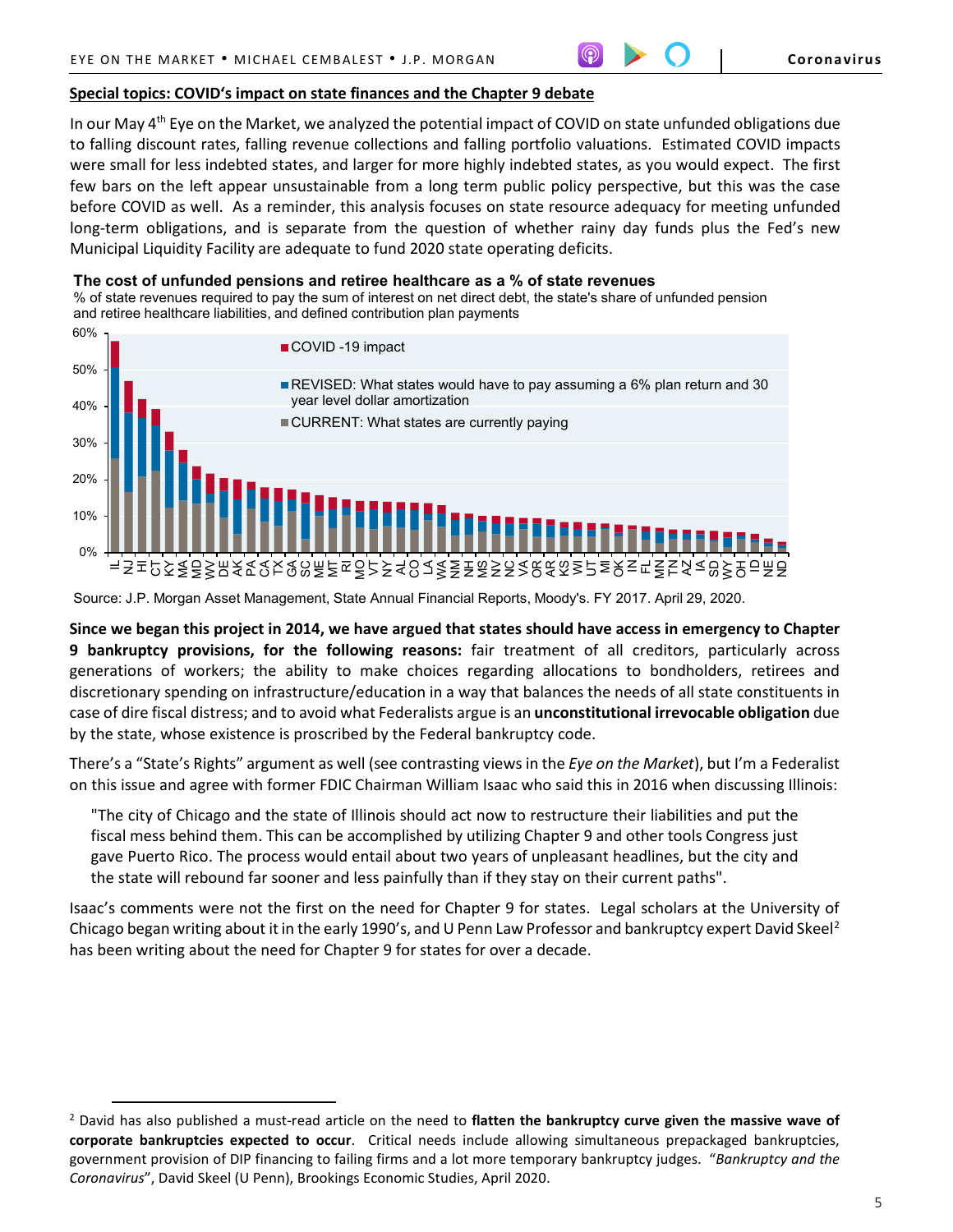## Special topics: COVID's impact on state finances and the Chapter 9 debate

In our May 4th Eye on the Market, we analyzed the potential impact of COVID on state unfunded obligations due to falling discount rates, falling revenue collections and falling portfolio valuations. Estimated COVID impacts were small for less indebted states, and larger for more highly indebted states, as you would expect. The first few bars on the left appear unsustainable from a long term public policy perspective, but this was the case before COVID as well. As a reminder, this analysis focuses on state resource adequacy for meeting unfunded long-term obligations, and is separate from the question of whether rainy day funds plus the Fed's new Municipal Liquidity Facility are adequate to fund 2020 state operating deficits.

**The cost of unfunded pensions and retiree healthcare as a % of state revenues**

% of state revenues required to pay the sum of interest on net direct debt, the state's share of unfunded pension and retiree healthcare liabilities, and defined contribution plan payments

Legend: COVID -19 impact; REVISED: What states would have to pay assuming a 6% plan return and 30 year level dollar amortization; CURRENT: What states are currently paying

States (left to right): IL, NJ, HI, CT, KY, MA, MD, WV, DE, AK, PA, CA, TX, GA, SC, ME, MT, RI, MO, VT, NY, AL, CO, LA, WA, NM, NH, MS, NV, NC, VA, OR, AR, KS, WI, UT, MI, OK, IN, FL, MN, TN, AZ, IA, SD, WY, OH, ID, NE, ND

Source: J.P. Morgan Asset Management, State Annual Financial Reports, Moody's. FY 2017. April 29, 2020.

**Since we began this project in 2014, we have argued that states should have access in emergency to Chapter 9 bankruptcy provisions, for the following reasons:** fair treatment of all creditors, particularly across generations of workers; the ability to make choices regarding allocations to bondholders, retirees and discretionary spending on infrastructure/education in a way that balances the needs of all state constituents in case of dire fiscal distress; and to avoid what Federalists argue is an **unconstitutional irrevocable obligation** due by the state, whose existence is proscribed by the Federal bankruptcy code.

There's a "State's Rights" argument as well (see contrasting views in the *Eye on the Market*), but I'm a Federalist on this issue and agree with former FDIC Chairman William Isaac who said this in 2016 when discussing Illinois:

> "The city of Chicago and the state of Illinois should act now to restructure their liabilities and put the fiscal mess behind them. This can be accomplished by utilizing Chapter 9 and other tools Congress just gave Puerto Rico. The process would entail about two years of unpleasant headlines, but the city and the state will rebound far sooner and less painfully than if they stay on their current paths".

Isaac's comments were not the first on the need for Chapter 9 for states. Legal scholars at the University of Chicago began writing about it in the early 1990's, and U Penn Law Professor and bankruptcy expert David Skeel[2] has been writing about the need for Chapter 9 for states for over a decade.

---

[2] David has also published a must-read article on the need to **flatten the bankruptcy curve given the massive wave of corporate bankruptcies expected to occur**. Critical needs include allowing simultaneous prepackaged bankruptcies, government provision of DIP financing to failing firms and a lot more temporary bankruptcy judges. "*Bankruptcy and the Coronavirus*", David Skeel (U Penn), Brookings Economic Studies, April 2020.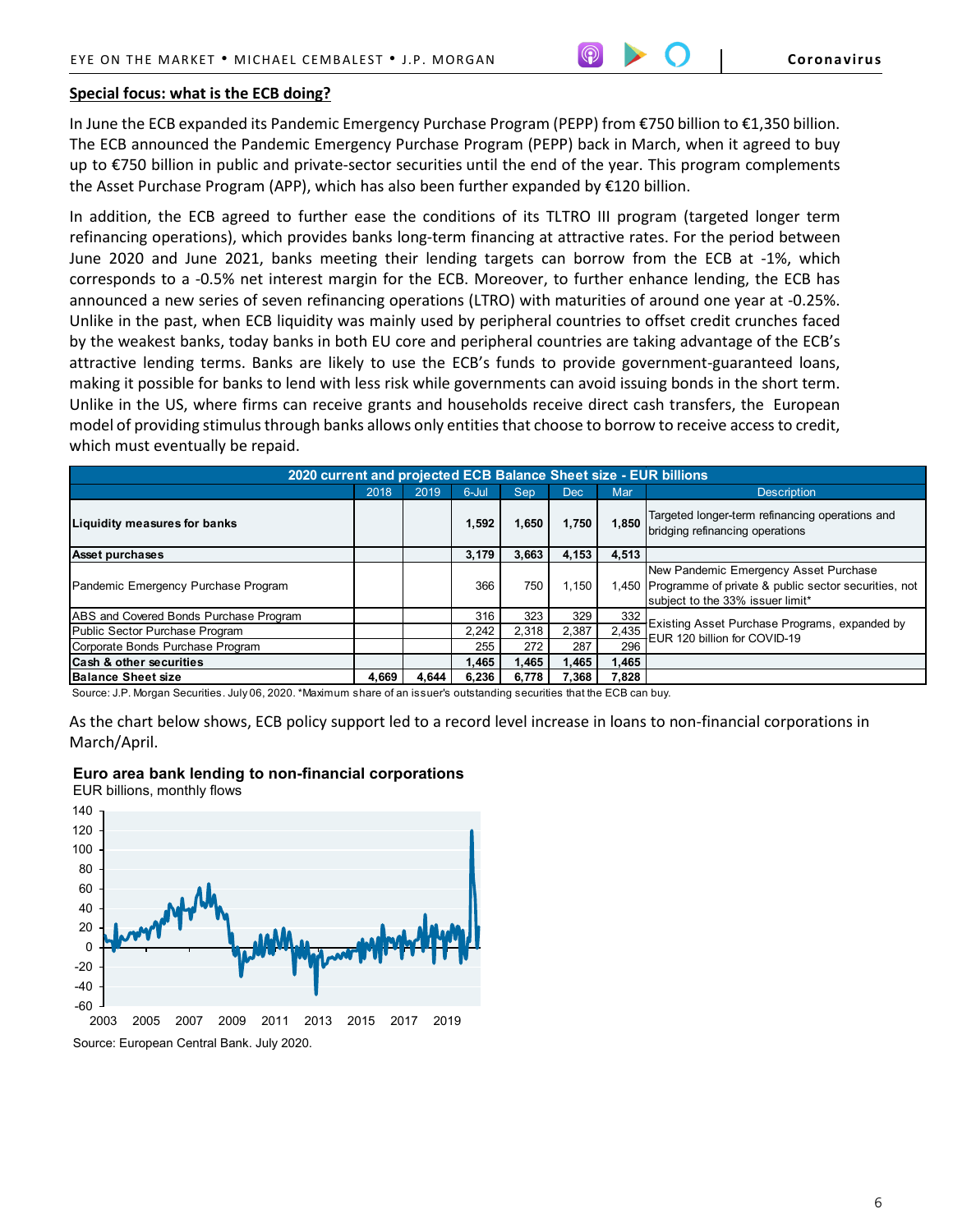## Special focus: what is the ECB doing?

In June the ECB expanded its Pandemic Emergency Purchase Program (PEPP) from €750 billion to €1,350 billion. The ECB announced the Pandemic Emergency Purchase Program (PEPP) back in March, when it agreed to buy up to €750 billion in public and private-sector securities until the end of the year. This program complements the Asset Purchase Program (APP), which has also been further expanded by €120 billion.

In addition, the ECB agreed to further ease the conditions of its TLTRO III program (targeted longer term refinancing operations), which provides banks long-term financing at attractive rates. For the period between June 2020 and June 2021, banks meeting their lending targets can borrow from the ECB at -1%, which corresponds to a -0.5% net interest margin for the ECB. Moreover, to further enhance lending, the ECB has announced a new series of seven refinancing operations (LTRO) with maturities of around one year at -0.25%. Unlike in the past, when ECB liquidity was mainly used by peripheral countries to offset credit crunches faced by the weakest banks, today banks in both EU core and peripheral countries are taking advantage of the ECB's attractive lending terms. Banks are likely to use the ECB's funds to provide government-guaranteed loans, making it possible for banks to lend with less risk while governments can avoid issuing bonds in the short term. Unlike in the US, where firms can receive grants and households receive direct cash transfers, the European model of providing stimulus through banks allows only entities that choose to borrow to receive access to credit, which must eventually be repaid.

**2020 current and projected ECB Balance Sheet size - EUR billions**

| | 2018 | 2019 | 6-Jul | Sep | Dec | Mar | Description |
|---|---|---|---|---|---|---|---|
| **Liquidity measures for banks** | | | **1,592** | **1,650** | **1,750** | **1,850** | Targeted longer-term refinancing operations and bridging refinancing operations |
| **Asset purchases** | | | **3,179** | **3,663** | **4,153** | **4,513** | |
| Pandemic Emergency Purchase Program | | | 366 | 750 | 1,150 | 1,450 | New Pandemic Emergency Asset Purchase Programme of private & public sector securities, not subject to the 33% issuer limit* |
| ABS and Covered Bonds Purchase Program | | | 316 | 323 | 329 | 332 | Existing Asset Purchase Programs, expanded by EUR 120 billion for COVID-19 |
| Public Sector Purchase Program | | | 2,242 | 2,318 | 2,387 | 2,435 | |
| Corporate Bonds Purchase Program | | | 255 | 272 | 287 | 296 | |
| **Cash & other securities** | | | **1,465** | **1,465** | **1,465** | **1,465** | |
| **Balance Sheet size** | **4,669** | **4,644** | **6,236** | **6,778** | **7,368** | **7,828** | |

Source: J.P. Morgan Securities. July 06, 2020. *Maximum share of an issuer's outstanding securities that the ECB can buy.

As the chart below shows, ECB policy support led to a record level increase in loans to non-financial corporations in March/April.

**Euro area bank lending to non-financial corporations**
EUR billions, monthly flows

Source: European Central Bank. July 2020.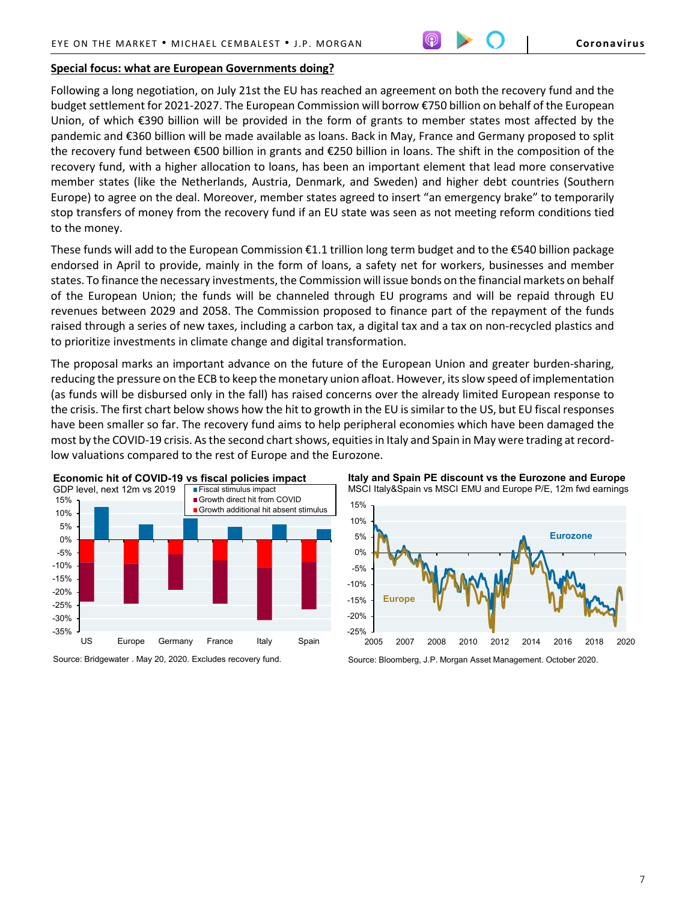## Special focus: what are European Governments doing?

Following a long negotiation, on July 21st the EU has reached an agreement on both the recovery fund and the budget settlement for 2021-2027. The European Commission will borrow €750 billion on behalf of the European Union, of which €390 billion will be provided in the form of grants to member states most affected by the pandemic and €360 billion will be made available as loans. Back in May, France and Germany proposed to split the recovery fund between €500 billion in grants and €250 billion in loans. The shift in the composition of the recovery fund, with a higher allocation to loans, has been an important element that lead more conservative member states (like the Netherlands, Austria, Denmark, and Sweden) and higher debt countries (Southern Europe) to agree on the deal. Moreover, member states agreed to insert "an emergency brake" to temporarily stop transfers of money from the recovery fund if an EU state was seen as not meeting reform conditions tied to the money.

These funds will add to the European Commission €1.1 trillion long term budget and to the €540 billion package endorsed in April to provide, mainly in the form of loans, a safety net for workers, businesses and member states. To finance the necessary investments, the Commission will issue bonds on the financial markets on behalf of the European Union; the funds will be channeled through EU programs and will be repaid through EU revenues between 2029 and 2058. The Commission proposed to finance part of the repayment of the funds raised through a series of new taxes, including a carbon tax, a digital tax and a tax on non-recycled plastics and to prioritize investments in climate change and digital transformation.

The proposal marks an important advance on the future of the European Union and greater burden-sharing, reducing the pressure on the ECB to keep the monetary union afloat. However, its slow speed of implementation (as funds will be disbursed only in the fall) has raised concerns over the already limited European response to the crisis. The first chart below shows how the hit to growth in the EU is similar to the US, but EU fiscal responses have been smaller so far. The recovery fund aims to help peripheral economies which have been damaged the most by the COVID-19 crisis. As the second chart shows, equities in Italy and Spain in May were trading at record-low valuations compared to the rest of Europe and the Eurozone.

**Economic hit of COVID-19 vs fiscal policies impact**
GDP level, next 12m vs 2019

Legend: Fiscal stimulus impact; Growth direct hit from COVID; Growth additional hit absent stimulus

Countries: US, Europe, Germany, France, Italy, Spain

Source: Bridgewater . May 20, 2020. Excludes recovery fund.

**Italy and Spain PE discount vs the Eurozone and Europe**
MSCI Italy&Spain vs MSCI EMU and Europe P/E, 12m fwd earnings

Series: Eurozone, Europe

Source: Bloomberg, J.P. Morgan Asset Management. October 2020.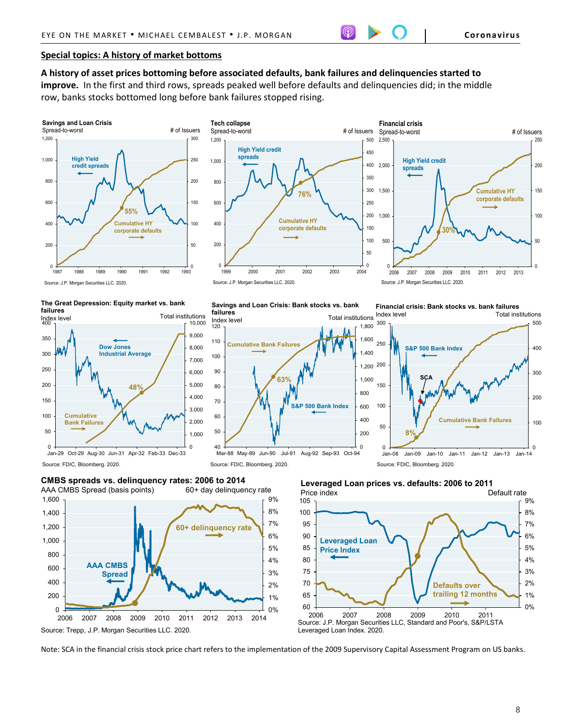## Special topics: A history of market bottoms

**A history of asset prices bottoming before associated defaults, bank failures and delinquencies started to improve.** In the first and third rows, spreads peaked well before defaults and delinquencies did; in the middle row, banks stocks bottomed long before bank failures stopped rising.

**Savings and Loan Crisis**
Spread-to-worst

Source: J.P. Morgan Securities LLC. 2020.

**Tech collapse**
Spread-to-worst

Source: J.P. Morgan Securities LLC. 2020.

**Financial crisis**
Spread-to-worst

Source: J.P. Morgan Securities LLC. 2020.

**The Great Depression: Equity market vs. bank failures**

Source: FDIC, Bloomberg. 2020.

**Savings and Loan Crisis: Bank stocks vs. bank failures**

Source: FDIC, Bloomberg. 2020.

**Financial crisis: Bank stocks vs. bank failures**

Source: FDIC, Bloomberg. 2020.

**CMBS spreads vs. delinquency rates: 2006 to 2014**

Source: Trepp, J.P. Morgan Securities LLC. 2020.

**Leveraged Loan prices vs. defaults: 2006 to 2011**

Source: J.P. Morgan Securities LLC, Standard and Poor's, S&P/LSTA Leveraged Loan Index. 2020.

Note: SCA in the financial crisis stock price chart refers to the implementation of the 2009 Supervisory Capital Assessment Program on US banks.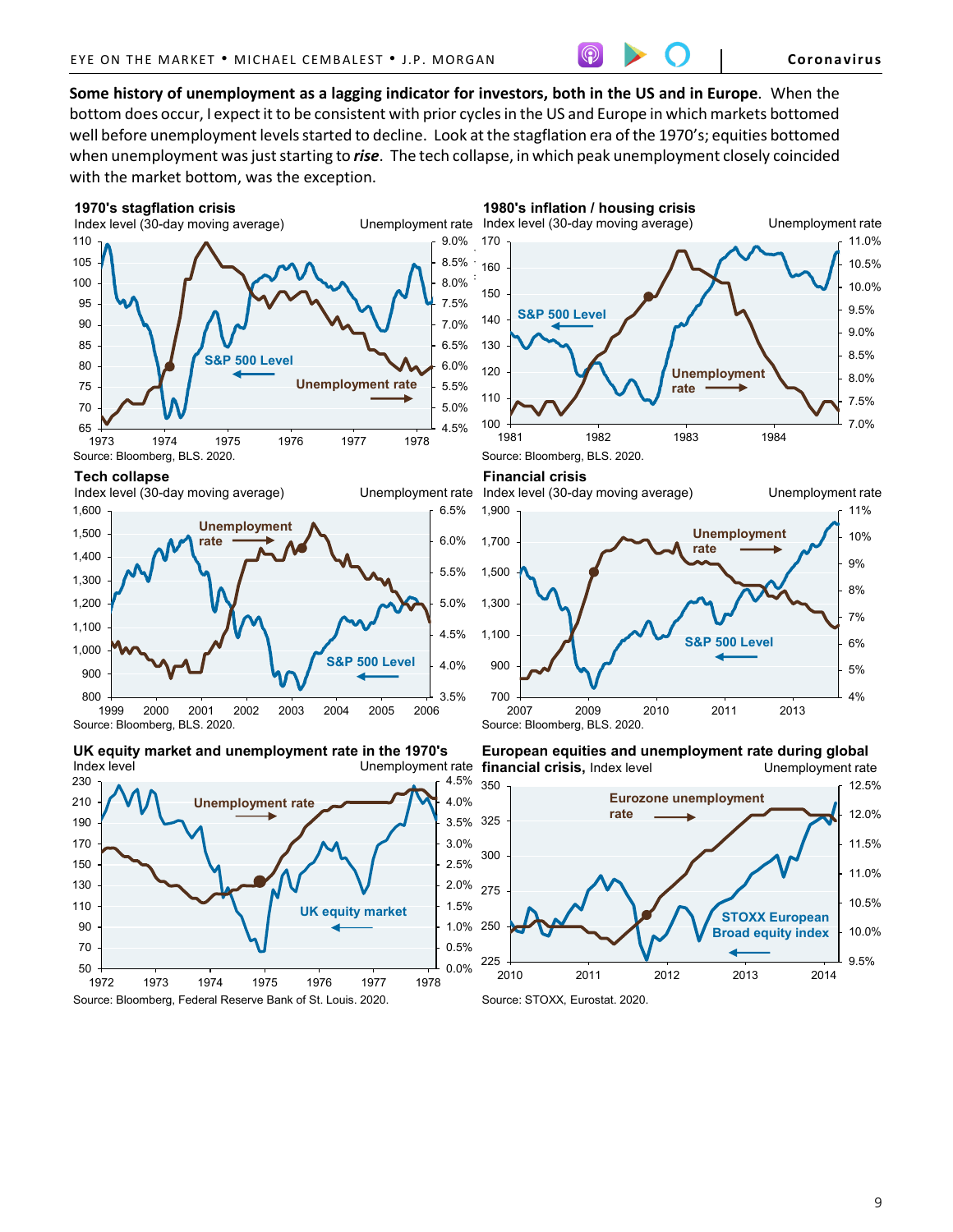**Some history of unemployment as a lagging indicator for investors, both in the US and in Europe**. When the bottom does occur, I expect it to be consistent with prior cycles in the US and Europe in which markets bottomed well before unemployment levels started to decline. Look at the stagflation era of the 1970's; equities bottomed when unemployment was just starting to ***rise***. The tech collapse, in which peak unemployment closely coincided with the market bottom, was the exception.

**1970's stagflation crisis**

Index level (30-day moving average) — Unemployment rate

Source: Bloomberg, BLS. 2020.

**1980's inflation / housing crisis**

Index level (30-day moving average) — Unemployment rate

Source: Bloomberg, BLS. 2020.

**Tech collapse**

Index level (30-day moving average) — Unemployment rate

Source: Bloomberg, BLS. 2020.

**Financial crisis**

Index level (30-day moving average) — Unemployment rate

Source: Bloomberg, BLS. 2020.

**UK equity market and unemployment rate in the 1970's**

Index level — Unemployment rate

Source: Bloomberg, Federal Reserve Bank of St. Louis. 2020.

**European equities and unemployment rate during global financial crisis,** Index level — Unemployment rate

Source: STOXX, Eurostat. 2020.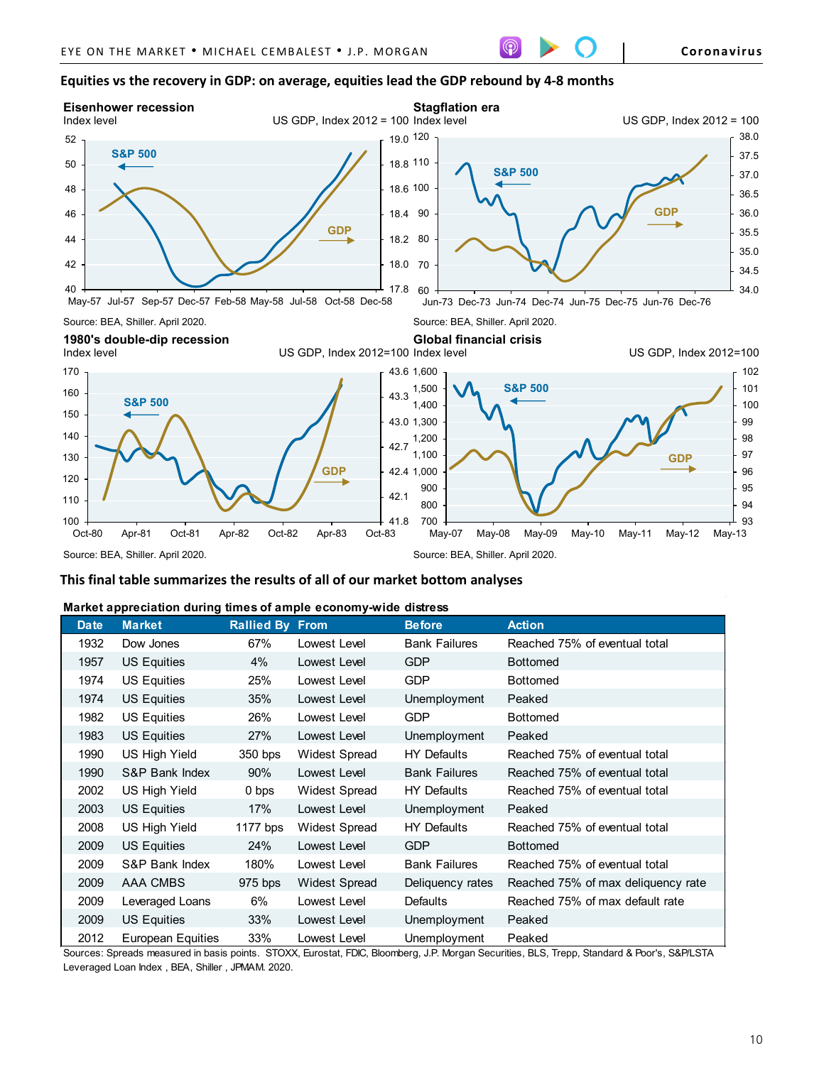## Equities vs the recovery in GDP: on average, equities lead the GDP rebound by 4-8 months

**Eisenhower recession**

Index level — US GDP, Index 2012 = 100

Source: BEA, Shiller. April 2020.

**Stagflation era**

Index level — US GDP, Index 2012 = 100

Source: BEA, Shiller. April 2020.

**1980's double-dip recession**

Index level — US GDP, Index 2012=100

Source: BEA, Shiller. April 2020.

**Global financial crisis**

Index level — US GDP, Index 2012=100

Source: BEA, Shiller. April 2020.

## This final table summarizes the results of all of our market bottom analyses

**Market appreciation during times of ample economy-wide distress**

| Date | Market | Rallied By | From | Before | Action |
|---|---|---|---|---|---|
| 1932 | Dow Jones | 67% | Lowest Level | Bank Failures | Reached 75% of eventual total |
| 1957 | US Equities | 4% | Lowest Level | GDP | Bottomed |
| 1974 | US Equities | 25% | Lowest Level | GDP | Bottomed |
| 1974 | US Equities | 35% | Lowest Level | Unemployment | Peaked |
| 1982 | US Equities | 26% | Lowest Level | GDP | Bottomed |
| 1983 | US Equities | 27% | Lowest Level | Unemployment | Peaked |
| 1990 | US High Yield | 350 bps | Widest Spread | HY Defaults | Reached 75% of eventual total |
| 1990 | S&P Bank Index | 90% | Lowest Level | Bank Failures | Reached 75% of eventual total |
| 2002 | US High Yield | 0 bps | Widest Spread | HY Defaults | Reached 75% of eventual total |
| 2003 | US Equities | 17% | Lowest Level | Unemployment | Peaked |
| 2008 | US High Yield | 1177 bps | Widest Spread | HY Defaults | Reached 75% of eventual total |
| 2009 | US Equities | 24% | Lowest Level | GDP | Bottomed |
| 2009 | S&P Bank Index | 180% | Lowest Level | Bank Failures | Reached 75% of eventual total |
| 2009 | AAA CMBS | 975 bps | Widest Spread | Deliquency rates | Reached 75% of max deliquency rate |
| 2009 | Leveraged Loans | 6% | Lowest Level | Defaults | Reached 75% of max default rate |
| 2009 | US Equities | 33% | Lowest Level | Unemployment | Peaked |
| 2012 | European Equities | 33% | Lowest Level | Unemployment | Peaked |

Sources: Spreads measured in basis points. STOXX, Eurostat, FDIC, Bloomberg, J.P. Morgan Securities, BLS, Trepp, Standard & Poor's, S&P/LSTA Leveraged Loan Index , BEA, Shiller , JPMAM. 2020.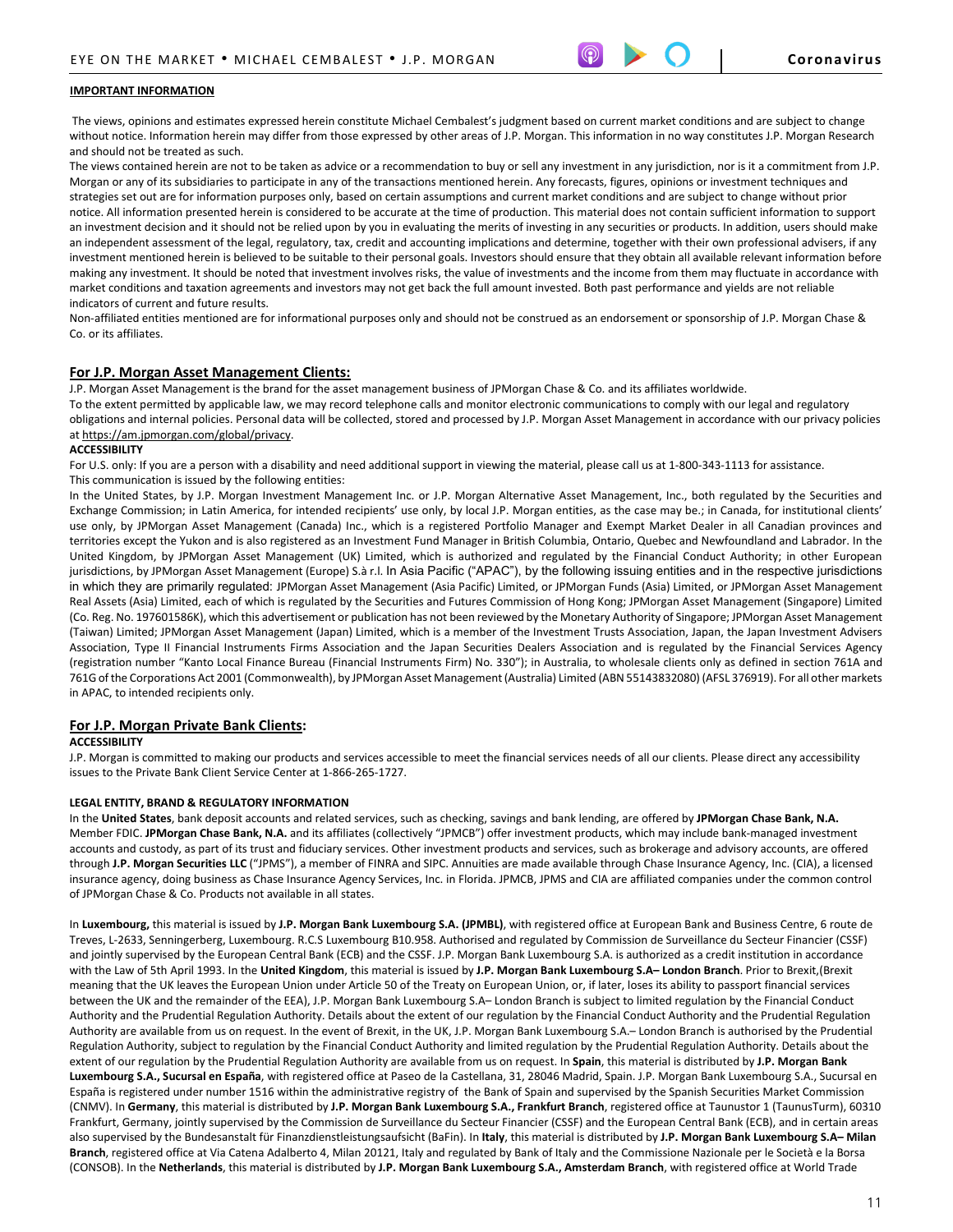**IMPORTANT INFORMATION**

The views, opinions and estimates expressed herein constitute Michael Cembalest's judgment based on current market conditions and are subject to change without notice. Information herein may differ from those expressed by other areas of J.P. Morgan. This information in no way constitutes J.P. Morgan Research and should not be treated as such.

The views contained herein are not to be taken as advice or a recommendation to buy or sell any investment in any jurisdiction, nor is it a commitment from J.P. Morgan or any of its subsidiaries to participate in any of the transactions mentioned herein. Any forecasts, figures, opinions or investment techniques and strategies set out are for information purposes only, based on certain assumptions and current market conditions and are subject to change without prior notice. All information presented herein is considered to be accurate at the time of production. This material does not contain sufficient information to support an investment decision and it should not be relied upon by you in evaluating the merits of investing in any securities or products. In addition, users should make an independent assessment of the legal, regulatory, tax, credit and accounting implications and determine, together with their own professional advisers, if any investment mentioned herein is believed to be suitable to their personal goals. Investors should ensure that they obtain all available relevant information before making any investment. It should be noted that investment involves risks, the value of investments and the income from them may fluctuate in accordance with market conditions and taxation agreements and investors may not get back the full amount invested. Both past performance and yields are not reliable indicators of current and future results.

Non-affiliated entities mentioned are for informational purposes only and should not be construed as an endorsement or sponsorship of J.P. Morgan Chase & Co. or its affiliates.

## For J.P. Morgan Asset Management Clients:

J.P. Morgan Asset Management is the brand for the asset management business of JPMorgan Chase & Co. and its affiliates worldwide.

To the extent permitted by applicable law, we may record telephone calls and monitor electronic communications to comply with our legal and regulatory obligations and internal policies. Personal data will be collected, stored and processed by J.P. Morgan Asset Management in accordance with our privacy policies at https://am.jpmorgan.com/global/privacy.

**ACCESSIBILITY**

For U.S. only: If you are a person with a disability and need additional support in viewing the material, please call us at 1-800-343-1113 for assistance.

This communication is issued by the following entities:

In the United States, by J.P. Morgan Investment Management Inc. or J.P. Morgan Alternative Asset Management, Inc., both regulated by the Securities and Exchange Commission; in Latin America, for intended recipients' use only, by local J.P. Morgan entities, as the case may be.; in Canada, for institutional clients' use only, by JPMorgan Asset Management (Canada) Inc., which is a registered Portfolio Manager and Exempt Market Dealer in all Canadian provinces and territories except the Yukon and is also registered as an Investment Fund Manager in British Columbia, Ontario, Quebec and Newfoundland and Labrador. In the United Kingdom, by JPMorgan Asset Management (UK) Limited, which is authorized and regulated by the Financial Conduct Authority; in other European jurisdictions, by JPMorgan Asset Management (Europe) S.à r.l. In Asia Pacific ("APAC"), by the following issuing entities and in the respective jurisdictions in which they are primarily regulated: JPMorgan Asset Management (Asia Pacific) Limited, or JPMorgan Funds (Asia) Limited, or JPMorgan Asset Management Real Assets (Asia) Limited, each of which is regulated by the Securities and Futures Commission of Hong Kong; JPMorgan Asset Management (Singapore) Limited (Co. Reg. No. 197601586K), which this advertisement or publication has not been reviewed by the Monetary Authority of Singapore; JPMorgan Asset Management (Taiwan) Limited; JPMorgan Asset Management (Japan) Limited, which is a member of the Investment Trusts Association, Japan, the Japan Investment Advisers Association, Type II Financial Instruments Firms Association and the Japan Securities Dealers Association and is regulated by the Financial Services Agency (registration number "Kanto Local Finance Bureau (Financial Instruments Firm) No. 330"); in Australia, to wholesale clients only as defined in section 761A and 761G of the Corporations Act 2001 (Commonwealth), by JPMorgan Asset Management (Australia) Limited (ABN 55143832080) (AFSL 376919). For all other markets in APAC, to intended recipients only.

## For J.P. Morgan Private Bank Clients:

**ACCESSIBILITY**

J.P. Morgan is committed to making our products and services accessible to meet the financial services needs of all our clients. Please direct any accessibility issues to the Private Bank Client Service Center at 1-866-265-1727.

**LEGAL ENTITY, BRAND & REGULATORY INFORMATION**

In the **United States**, bank deposit accounts and related services, such as checking, savings and bank lending, are offered by **JPMorgan Chase Bank, N.A.** Member FDIC. **JPMorgan Chase Bank, N.A.** and its affiliates (collectively "JPMCB") offer investment products, which may include bank-managed investment accounts and custody, as part of its trust and fiduciary services. Other investment products and services, such as brokerage and advisory accounts, are offered through **J.P. Morgan Securities LLC** ("JPMS"), a member of FINRA and SIPC. Annuities are made available through Chase Insurance Agency, Inc. (CIA), a licensed insurance agency, doing business as Chase Insurance Agency Services, Inc. in Florida. JPMCB, JPMS and CIA are affiliated companies under the common control of JPMorgan Chase & Co. Products not available in all states.

In **Luxembourg,** this material is issued by **J.P. Morgan Bank Luxembourg S.A. (JPMBL)**, with registered office at European Bank and Business Centre, 6 route de Treves, L-2633, Senningerberg, Luxembourg. R.C.S Luxembourg B10.958. Authorised and regulated by Commission de Surveillance du Secteur Financier (CSSF) and jointly supervised by the European Central Bank (ECB) and the CSSF. J.P. Morgan Bank Luxembourg S.A. is authorized as a credit institution in accordance with the Law of 5th April 1993. In the **United Kingdom**, this material is issued by **J.P. Morgan Bank Luxembourg S.A– London Branch**. Prior to Brexit,(Brexit meaning that the UK leaves the European Union under Article 50 of the Treaty on European Union, or, if later, loses its ability to passport financial services between the UK and the remainder of the EEA), J.P. Morgan Bank Luxembourg S.A– London Branch is subject to limited regulation by the Financial Conduct Authority and the Prudential Regulation Authority. Details about the extent of our regulation by the Financial Conduct Authority and the Prudential Regulation Authority are available from us on request. In the event of Brexit, in the UK, J.P. Morgan Bank Luxembourg S.A.– London Branch is authorised by the Prudential Regulation Authority, subject to regulation by the Financial Conduct Authority and limited regulation by the Prudential Regulation Authority. Details about the extent of our regulation by the Prudential Regulation Authority are available from us on request. In **Spain**, this material is distributed by **J.P. Morgan Bank Luxembourg S.A., Sucursal en España**, with registered office at Paseo de la Castellana, 31, 28046 Madrid, Spain. J.P. Morgan Bank Luxembourg S.A., Sucursal en España is registered under number 1516 within the administrative registry of the Bank of Spain and supervised by the Spanish Securities Market Commission (CNMV). In **Germany**, this material is distributed by **J.P. Morgan Bank Luxembourg S.A., Frankfurt Branch**, registered office at Taunustor 1 (TaunusTurm), 60310 Frankfurt, Germany, jointly supervised by the Commission de Surveillance du Secteur Financier (CSSF) and the European Central Bank (ECB), and in certain areas also supervised by the Bundesanstalt für Finanzdienstleistungsaufsicht (BaFin). In **Italy**, this material is distributed by **J.P. Morgan Bank Luxembourg S.A– Milan Branch**, registered office at Via Catena Adalberto 4, Milan 20121, Italy and regulated by Bank of Italy and the Commissione Nazionale per le Società e la Borsa (CONSOB). In the **Netherlands**, this material is distributed by **J.P. Morgan Bank Luxembourg S.A., Amsterdam Branch**, with registered office at World Trade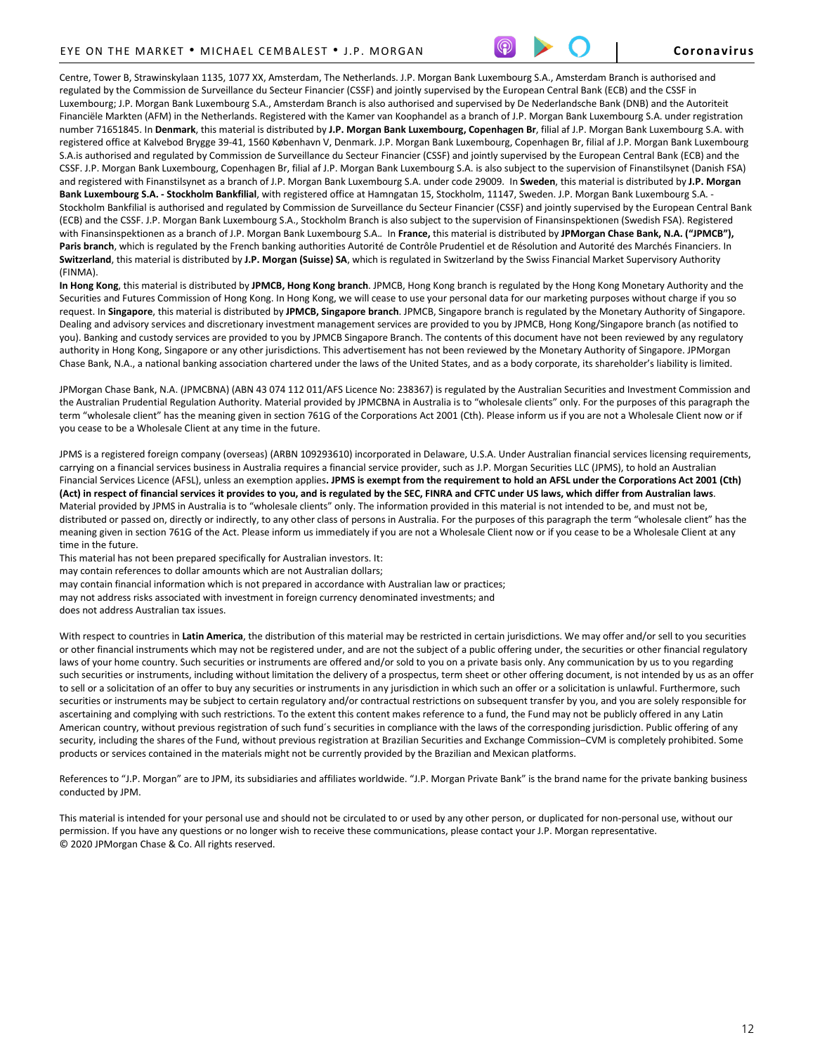Centre, Tower B, Strawinskylaan 1135, 1077 XX, Amsterdam, The Netherlands. J.P. Morgan Bank Luxembourg S.A., Amsterdam Branch is authorised and regulated by the Commission de Surveillance du Secteur Financier (CSSF) and jointly supervised by the European Central Bank (ECB) and the CSSF in Luxembourg; J.P. Morgan Bank Luxembourg S.A., Amsterdam Branch is also authorised and supervised by De Nederlandsche Bank (DNB) and the Autoriteit Financiële Markten (AFM) in the Netherlands. Registered with the Kamer van Koophandel as a branch of J.P. Morgan Bank Luxembourg S.A. under registration number 71651845. In **Denmark**, this material is distributed by **J.P. Morgan Bank Luxembourg, Copenhagen Br**, filial af J.P. Morgan Bank Luxembourg S.A. with registered office at Kalvebod Brygge 39-41, 1560 København V, Denmark. J.P. Morgan Bank Luxembourg, Copenhagen Br, filial af J.P. Morgan Bank Luxembourg S.A.is authorised and regulated by Commission de Surveillance du Secteur Financier (CSSF) and jointly supervised by the European Central Bank (ECB) and the CSSF. J.P. Morgan Bank Luxembourg, Copenhagen Br, filial af J.P. Morgan Bank Luxembourg S.A. is also subject to the supervision of Finanstilsynet (Danish FSA) and registered with Finanstilsynet as a branch of J.P. Morgan Bank Luxembourg S.A. under code 29009. In **Sweden**, this material is distributed by **J.P. Morgan Bank Luxembourg S.A. - Stockholm Bankfilial**, with registered office at Hamngatan 15, Stockholm, 11147, Sweden. J.P. Morgan Bank Luxembourg S.A. - Stockholm Bankfilial is authorised and regulated by Commission de Surveillance du Secteur Financier (CSSF) and jointly supervised by the European Central Bank (ECB) and the CSSF. J.P. Morgan Bank Luxembourg S.A., Stockholm Branch is also subject to the supervision of Finansinspektionen (Swedish FSA). Registered with Finansinspektionen as a branch of J.P. Morgan Bank Luxembourg S.A.. In **France,** this material is distributed by **JPMorgan Chase Bank, N.A. ("JPMCB"), Paris branch**, which is regulated by the French banking authorities Autorité de Contrôle Prudentiel et de Résolution and Autorité des Marchés Financiers. In **Switzerland**, this material is distributed by **J.P. Morgan (Suisse) SA**, which is regulated in Switzerland by the Swiss Financial Market Supervisory Authority (FINMA).

**In Hong Kong**, this material is distributed by **JPMCB, Hong Kong branch**. JPMCB, Hong Kong branch is regulated by the Hong Kong Monetary Authority and the Securities and Futures Commission of Hong Kong. In Hong Kong, we will cease to use your personal data for our marketing purposes without charge if you so request. In **Singapore**, this material is distributed by **JPMCB, Singapore branch**. JPMCB, Singapore branch is regulated by the Monetary Authority of Singapore. Dealing and advisory services and discretionary investment management services are provided to you by JPMCB, Hong Kong/Singapore branch (as notified to you). Banking and custody services are provided to you by JPMCB Singapore Branch. The contents of this document have not been reviewed by any regulatory authority in Hong Kong, Singapore or any other jurisdictions. This advertisement has not been reviewed by the Monetary Authority of Singapore. JPMorgan Chase Bank, N.A., a national banking association chartered under the laws of the United States, and as a body corporate, its shareholder's liability is limited.

JPMorgan Chase Bank, N.A. (JPMCBNA) (ABN 43 074 112 011/AFS Licence No: 238367) is regulated by the Australian Securities and Investment Commission and the Australian Prudential Regulation Authority. Material provided by JPMCBNA in Australia is to "wholesale clients" only. For the purposes of this paragraph the term "wholesale client" has the meaning given in section 761G of the Corporations Act 2001 (Cth). Please inform us if you are not a Wholesale Client now or if you cease to be a Wholesale Client at any time in the future.

JPMS is a registered foreign company (overseas) (ARBN 109293610) incorporated in Delaware, U.S.A. Under Australian financial services licensing requirements, carrying on a financial services business in Australia requires a financial service provider, such as J.P. Morgan Securities LLC (JPMS), to hold an Australian Financial Services Licence (AFSL), unless an exemption applies**. JPMS is exempt from the requirement to hold an AFSL under the Corporations Act 2001 (Cth) (Act) in respect of financial services it provides to you, and is regulated by the SEC, FINRA and CFTC under US laws, which differ from Australian laws**. Material provided by JPMS in Australia is to "wholesale clients" only. The information provided in this material is not intended to be, and must not be, distributed or passed on, directly or indirectly, to any other class of persons in Australia. For the purposes of this paragraph the term "wholesale client" has the meaning given in section 761G of the Act. Please inform us immediately if you are not a Wholesale Client now or if you cease to be a Wholesale Client at any time in the future.

This material has not been prepared specifically for Australian investors. It:
may contain references to dollar amounts which are not Australian dollars;
may contain financial information which is not prepared in accordance with Australian law or practices;
may not address risks associated with investment in foreign currency denominated investments; and
does not address Australian tax issues.

With respect to countries in **Latin America**, the distribution of this material may be restricted in certain jurisdictions. We may offer and/or sell to you securities or other financial instruments which may not be registered under, and are not the subject of a public offering under, the securities or other financial regulatory laws of your home country. Such securities or instruments are offered and/or sold to you on a private basis only. Any communication by us to you regarding such securities or instruments, including without limitation the delivery of a prospectus, term sheet or other offering document, is not intended by us as an offer to sell or a solicitation of an offer to buy any securities or instruments in any jurisdiction in which such an offer or a solicitation is unlawful. Furthermore, such securities or instruments may be subject to certain regulatory and/or contractual restrictions on subsequent transfer by you, and you are solely responsible for ascertaining and complying with such restrictions. To the extent this content makes reference to a fund, the Fund may not be publicly offered in any Latin American country, without previous registration of such fund´s securities in compliance with the laws of the corresponding jurisdiction. Public offering of any security, including the shares of the Fund, without previous registration at Brazilian Securities and Exchange Commission–CVM is completely prohibited. Some products or services contained in the materials might not be currently provided by the Brazilian and Mexican platforms.

References to "J.P. Morgan" are to JPM, its subsidiaries and affiliates worldwide. "J.P. Morgan Private Bank" is the brand name for the private banking business conducted by JPM.

This material is intended for your personal use and should not be circulated to or used by any other person, or duplicated for non-personal use, without our permission. If you have any questions or no longer wish to receive these communications, please contact your J.P. Morgan representative.
© 2020 JPMorgan Chase & Co. All rights reserved.